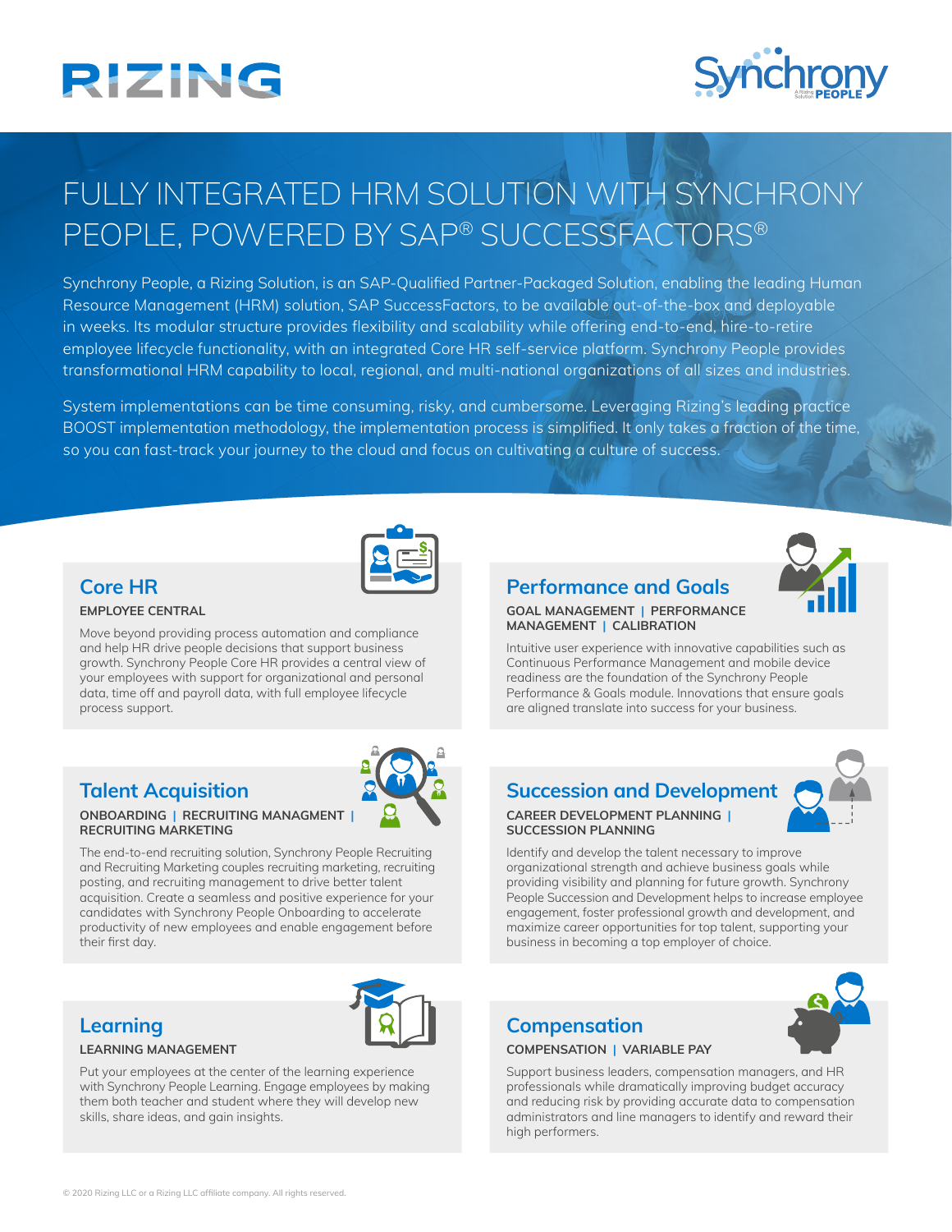RIZING

Synchrony PEOPLE

# FULLY INTEGRATED HRM SOLUTION WITH SYNCHRONY PEOPLE, POWERED BY SAP® SUCCESSFACTORS®

Synchrony People, a Rizing Solution, is an SAP-Qualified Partner-Packaged Solution, enabling the leading Human Resource Management (HRM) solution, SAP SuccessFactors, to be available out-of-the-box and deployable in weeks. Its modular structure provides flexibility and scalability while offering end-to-end, hire-to-retire employee lifecycle functionality, with an integrated Core HR self-service platform. Synchrony People provides transformational HRM capability to local, regional, and multi-national organizations of all sizes and industries.

System implementations can be time consuming, risky, and cumbersome. Leveraging Rizing's leading practice BOOST implementation methodology, the implementation process is simplified. It only takes a fraction of the time, so you can fast-track your journey to the cloud and focus on cultivating a culture of success.

## Core HR

**EMPLOYEE CENTRAL**

Move beyond providing process automation and compliance and help HR drive people decisions that support business growth. Synchrony People Core HR provides a central view of your employees with support for organizational and personal data, time off and payroll data, with full employee lifecycle process support.

## Performance and Goals

**GOAL MANAGEMENT | PERFORMANCE MANAGEMENT | CALIBRATION**

Intuitive user experience with innovative capabilities such as Continuous Performance Management and mobile device readiness are the foundation of the Synchrony People Performance & Goals module. Innovations that ensure goals are aligned translate into success for your business.

## Talent Acquisition

**ONBOARDING | RECRUITING MANAGMENT | RECRUITING MARKETING**

The end-to-end recruiting solution, Synchrony People Recruiting and Recruiting Marketing couples recruiting marketing, recruiting posting, and recruiting management to drive better talent acquisition. Create a seamless and positive experience for your candidates with Synchrony People Onboarding to accelerate productivity of new employees and enable engagement before their first day.

## Succession and Development

**CAREER DEVELOPMENT PLANNING | SUCCESSION PLANNING**

Identify and develop the talent necessary to improve organizational strength and achieve business goals while providing visibility and planning for future growth. Synchrony People Succession and Development helps to increase employee engagement, foster professional growth and development, and maximize career opportunities for top talent, supporting your business in becoming a top employer of choice.

## Learning

**LEARNING MANAGEMENT**

Put your employees at the center of the learning experience with Synchrony People Learning. Engage employees by making them both teacher and student where they will develop new skills, share ideas, and gain insights.

## Compensation

**COMPENSATION | VARIABLE PAY**

Support business leaders, compensation managers, and HR professionals while dramatically improving budget accuracy and reducing risk by providing accurate data to compensation administrators and line managers to identify and reward their high performers.

© 2020 Rizing LLC or a Rizing LLC affiliate company. All rights reserved.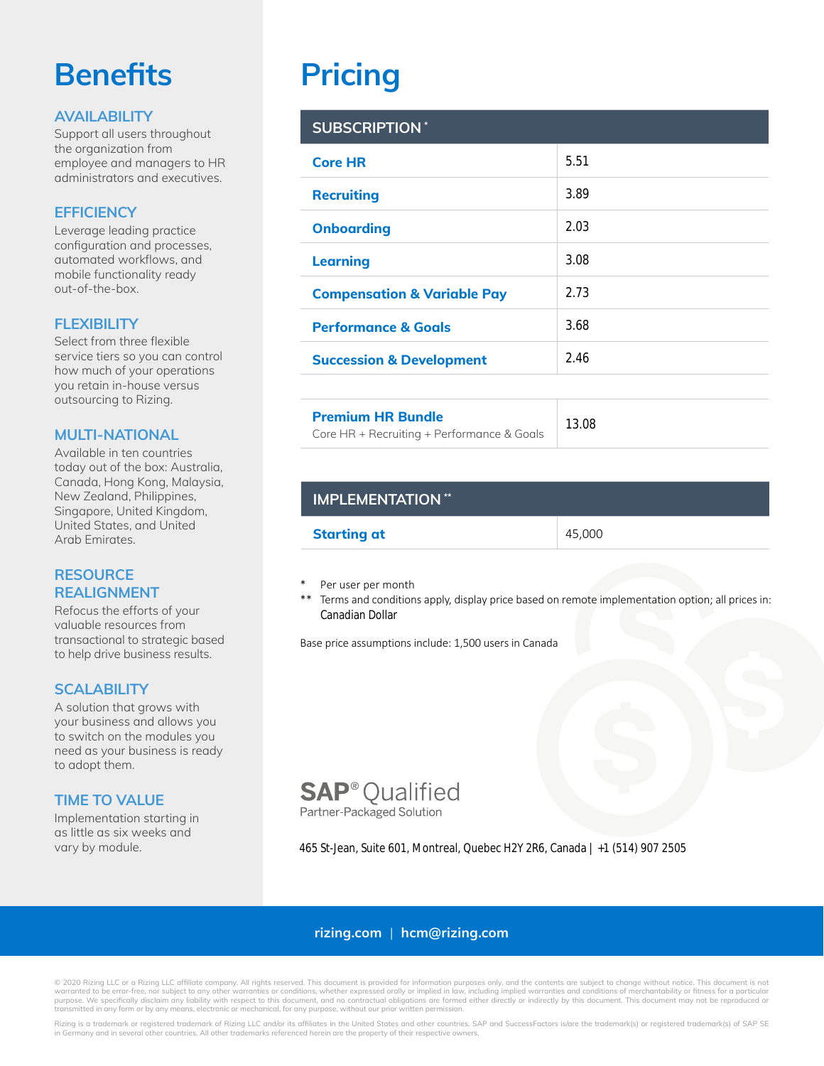# Benefits

### AVAILABILITY

Support all users throughout the organization from employee and managers to HR administrators and executives.

### EFFICIENCY

Leverage leading practice configuration and processes, automated workflows, and mobile functionality ready out-of-the-box.

### FLEXIBILITY

Select from three flexible service tiers so you can control how much of your operations you retain in-house versus outsourcing to Rizing.

### MULTI-NATIONAL

Available in ten countries today out of the box: Australia, Canada, Hong Kong, Malaysia, New Zealand, Philippines, Singapore, United Kingdom, United States, and United Arab Emirates.

### RESOURCE REALIGNMENT

Refocus the efforts of your valuable resources from transactional to strategic based to help drive business results.

### SCALABILITY

A solution that grows with your business and allows you to switch on the modules you need as your business is ready to adopt them.

### TIME TO VALUE

Implementation starting in as little as six weeks and vary by module.

# Pricing

| SUBSCRIPTION * | |
|---|---|
| **Core HR** | 5.51 |
| **Recruiting** | 3.89 |
| **Onboarding** | 2.03 |
| **Learning** | 3.08 |
| **Compensation & Variable Pay** | 2.73 |
| **Performance & Goals** | 3.68 |
| **Succession & Development** | 2.46 |
| | |
| **Premium HR Bundle** Core HR + Recruiting + Performance & Goals | 13.08 |

| IMPLEMENTATION ** | |
|---|---|
| **Starting at** | 45,000 |

\* Per user per month

** Terms and conditions apply, display price based on remote implementation option; all prices in: Canadian Dollar

Base price assumptions include: 1,500 users in Canada

SAP® Qualified
Partner-Packaged Solution

465 St-Jean, Suite 601, Montreal, Quebec H2Y 2R6, Canada | +1 (514) 907 2505

rizing.com | hcm@rizing.com

© 2020 Rizing LLC or a Rizing LLC affiliate company. All rights reserved. This document is provided for information purposes only, and the contents are subject to change without notice. This document is not warranted to be error-free, nor subject to any other warranties or conditions, whether expressed orally or implied in law, including implied warranties and conditions of merchantability or fitness for a particular purpose. We specifically disclaim any liability with respect to this document, and no contractual obligations are formed either directly or indirectly by this document. This document may not be reproduced or transmitted in any form or by any means, electronic or mechanical, for any purpose, without our prior written permission.

Rizing is a trademark or registered trademark of Rizing LLC and/or its affiliates in the United States and other countries. SAP and SuccessFactors is/are the trademark(s) or registered trademark(s) of SAP SE in Germany and in several other countries. All other trademarks referenced herein are the property of their respective owners.